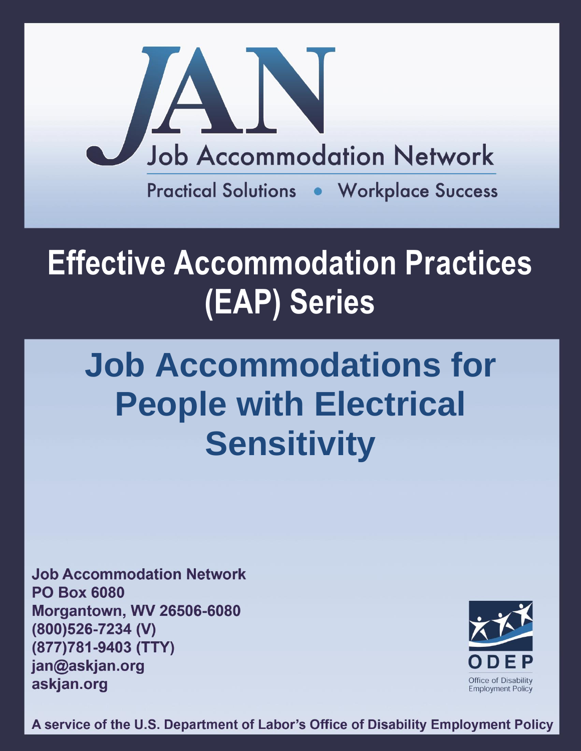# JAN

Job Accommodation Network

Practical Solutions • Workplace Success

## Effective Accommodation Practices (EAP) Series

# Job Accommodations for People with Electrical Sensitivity

**Job Accommodation Network**
**PO Box 6080**
**Morgantown, WV 26506-6080**
**(800)526-7234 (V)**
**(877)781-9403 (TTY)**
**jan@askjan.org**
**askjan.org**

ODEP
Office of Disability Employment Policy

**A service of the U.S. Department of Labor's Office of Disability Employment Policy**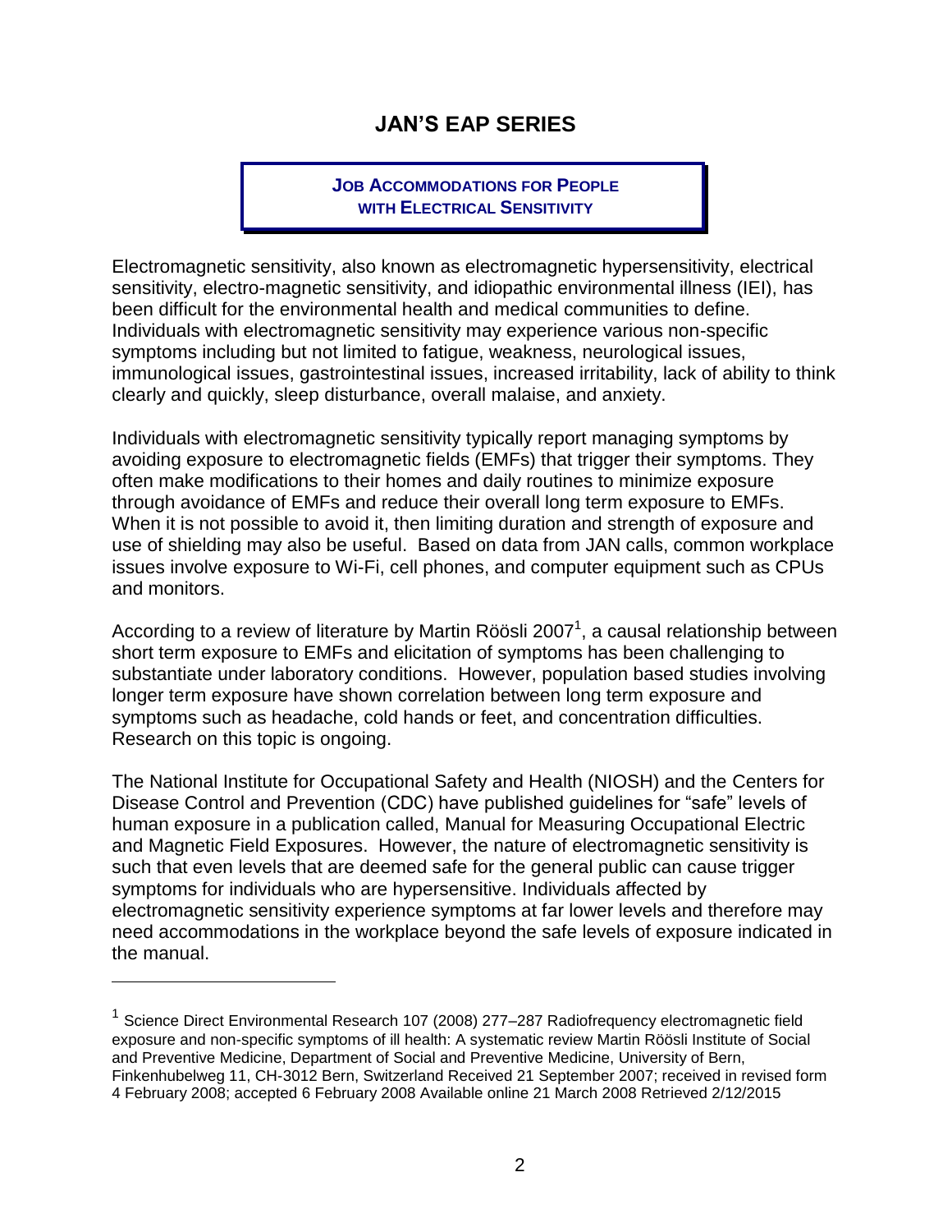# JAN'S EAP SERIES

## Job Accommodations for People with Electrical Sensitivity

Electromagnetic sensitivity, also known as electromagnetic hypersensitivity, electrical sensitivity, electro-magnetic sensitivity, and idiopathic environmental illness (IEI), has been difficult for the environmental health and medical communities to define. Individuals with electromagnetic sensitivity may experience various non-specific symptoms including but not limited to fatigue, weakness, neurological issues, immunological issues, gastrointestinal issues, increased irritability, lack of ability to think clearly and quickly, sleep disturbance, overall malaise, and anxiety.

Individuals with electromagnetic sensitivity typically report managing symptoms by avoiding exposure to electromagnetic fields (EMFs) that trigger their symptoms. They often make modifications to their homes and daily routines to minimize exposure through avoidance of EMFs and reduce their overall long term exposure to EMFs. When it is not possible to avoid it, then limiting duration and strength of exposure and use of shielding may also be useful. Based on data from JAN calls, common workplace issues involve exposure to Wi-Fi, cell phones, and computer equipment such as CPUs and monitors.

According to a review of literature by Martin Röösli 2007[1], a causal relationship between short term exposure to EMFs and elicitation of symptoms has been challenging to substantiate under laboratory conditions. However, population based studies involving longer term exposure have shown correlation between long term exposure and symptoms such as headache, cold hands or feet, and concentration difficulties. Research on this topic is ongoing.

The National Institute for Occupational Safety and Health (NIOSH) and the Centers for Disease Control and Prevention (CDC) have published guidelines for "safe" levels of human exposure in a publication called, Manual for Measuring Occupational Electric and Magnetic Field Exposures. However, the nature of electromagnetic sensitivity is such that even levels that are deemed safe for the general public can cause trigger symptoms for individuals who are hypersensitive. Individuals affected by electromagnetic sensitivity experience symptoms at far lower levels and therefore may need accommodations in the workplace beyond the safe levels of exposure indicated in the manual.

---

[1] Science Direct Environmental Research 107 (2008) 277–287 Radiofrequency electromagnetic field exposure and non-specific symptoms of ill health: A systematic review Martin Röösli Institute of Social and Preventive Medicine, Department of Social and Preventive Medicine, University of Bern, Finkenhubelweg 11, CH-3012 Bern, Switzerland Received 21 September 2007; received in revised form 4 February 2008; accepted 6 February 2008 Available online 21 March 2008 Retrieved 2/12/2015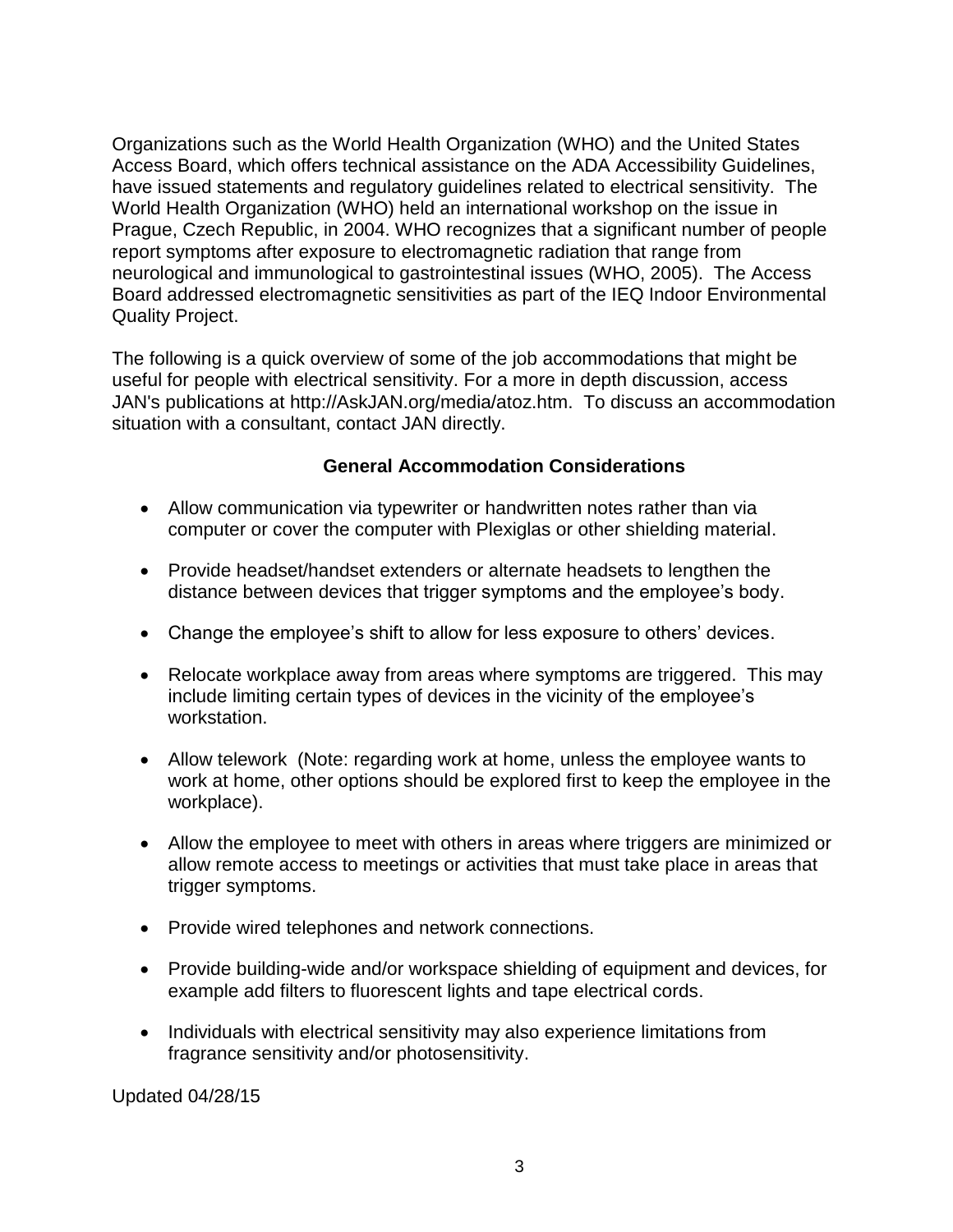Organizations such as the World Health Organization (WHO) and the United States Access Board, which offers technical assistance on the ADA Accessibility Guidelines, have issued statements and regulatory guidelines related to electrical sensitivity. The World Health Organization (WHO) held an international workshop on the issue in Prague, Czech Republic, in 2004. WHO recognizes that a significant number of people report symptoms after exposure to electromagnetic radiation that range from neurological and immunological to gastrointestinal issues (WHO, 2005). The Access Board addressed electromagnetic sensitivities as part of the IEQ Indoor Environmental Quality Project.

The following is a quick overview of some of the job accommodations that might be useful for people with electrical sensitivity. For a more in depth discussion, access JAN's publications at http://AskJAN.org/media/atoz.htm. To discuss an accommodation situation with a consultant, contact JAN directly.

## General Accommodation Considerations

- Allow communication via typewriter or handwritten notes rather than via computer or cover the computer with Plexiglas or other shielding material.
- Provide headset/handset extenders or alternate headsets to lengthen the distance between devices that trigger symptoms and the employee's body.
- Change the employee's shift to allow for less exposure to others' devices.
- Relocate workplace away from areas where symptoms are triggered. This may include limiting certain types of devices in the vicinity of the employee's workstation.
- Allow telework (Note: regarding work at home, unless the employee wants to work at home, other options should be explored first to keep the employee in the workplace).
- Allow the employee to meet with others in areas where triggers are minimized or allow remote access to meetings or activities that must take place in areas that trigger symptoms.
- Provide wired telephones and network connections.
- Provide building-wide and/or workspace shielding of equipment and devices, for example add filters to fluorescent lights and tape electrical cords.
- Individuals with electrical sensitivity may also experience limitations from fragrance sensitivity and/or photosensitivity.

Updated 04/28/15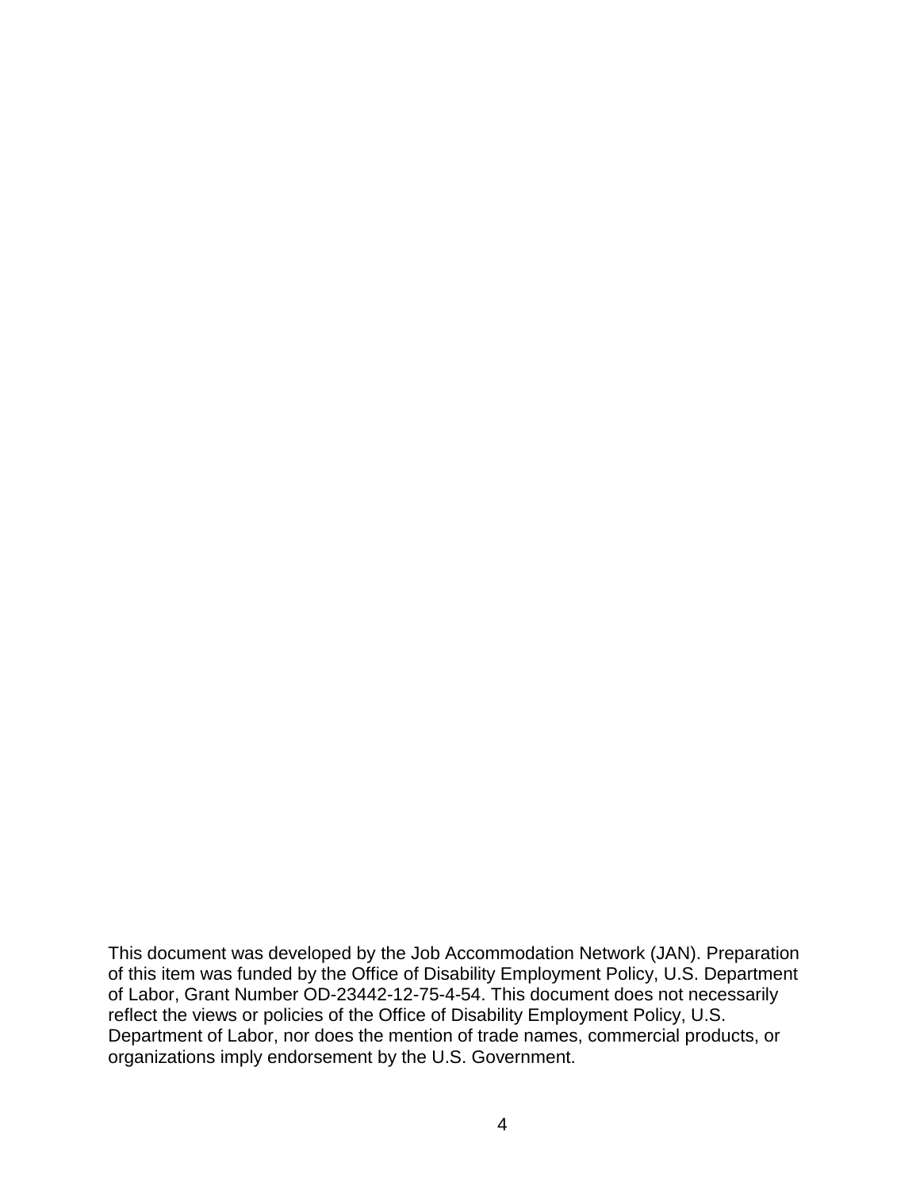This document was developed by the Job Accommodation Network (JAN). Preparation of this item was funded by the Office of Disability Employment Policy, U.S. Department of Labor, Grant Number OD-23442-12-75-4-54. This document does not necessarily reflect the views or policies of the Office of Disability Employment Policy, U.S. Department of Labor, nor does the mention of trade names, commercial products, or organizations imply endorsement by the U.S. Government.